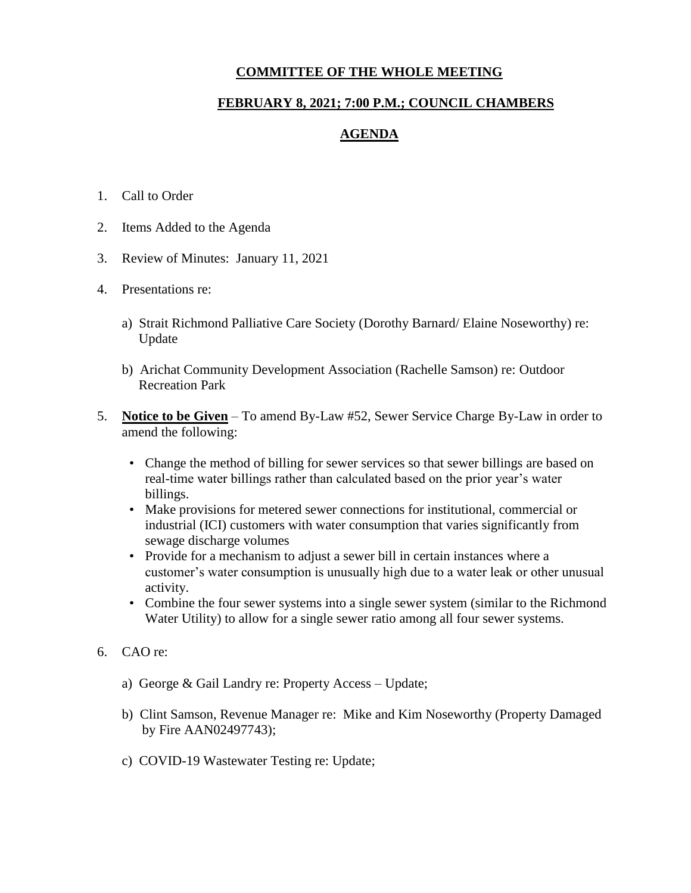# COMMITTEE OF THE WHOLE MEETING

## FEBRUARY 8, 2021; 7:00 P.M.; COUNCIL CHAMBERS

## AGENDA

1. Call to Order
2. Items Added to the Agenda
3. Review of Minutes: January 11, 2021
4. Presentations re:

   a) Strait Richmond Palliative Care Society (Dorothy Barnard/ Elaine Noseworthy) re: Update

   b) Arichat Community Development Association (Rachelle Samson) re: Outdoor Recreation Park

5. **Notice to be Given** – To amend By-Law #52, Sewer Service Charge By-Law in order to amend the following:

   - Change the method of billing for sewer services so that sewer billings are based on real-time water billings rather than calculated based on the prior year's water billings.
   - Make provisions for metered sewer connections for institutional, commercial or industrial (ICI) customers with water consumption that varies significantly from sewage discharge volumes
   - Provide for a mechanism to adjust a sewer bill in certain instances where a customer's water consumption is unusually high due to a water leak or other unusual activity.
   - Combine the four sewer systems into a single sewer system (similar to the Richmond Water Utility) to allow for a single sewer ratio among all four sewer systems.

6. CAO re:

   a) George & Gail Landry re: Property Access – Update;

   b) Clint Samson, Revenue Manager re: Mike and Kim Noseworthy (Property Damaged by Fire AAN02497743);

   c) COVID-19 Wastewater Testing re: Update;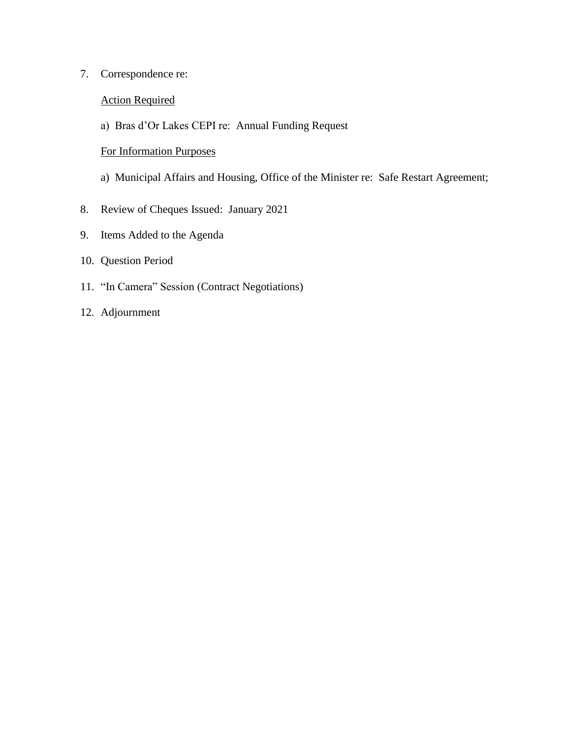7. Correspondence re:

   Action Required

   a) Bras d'Or Lakes CEPI re: Annual Funding Request

   For Information Purposes

   a) Municipal Affairs and Housing, Office of the Minister re: Safe Restart Agreement;

8. Review of Cheques Issued: January 2021

9. Items Added to the Agenda

10. Question Period

11. "In Camera" Session (Contract Negotiations)

12. Adjournment